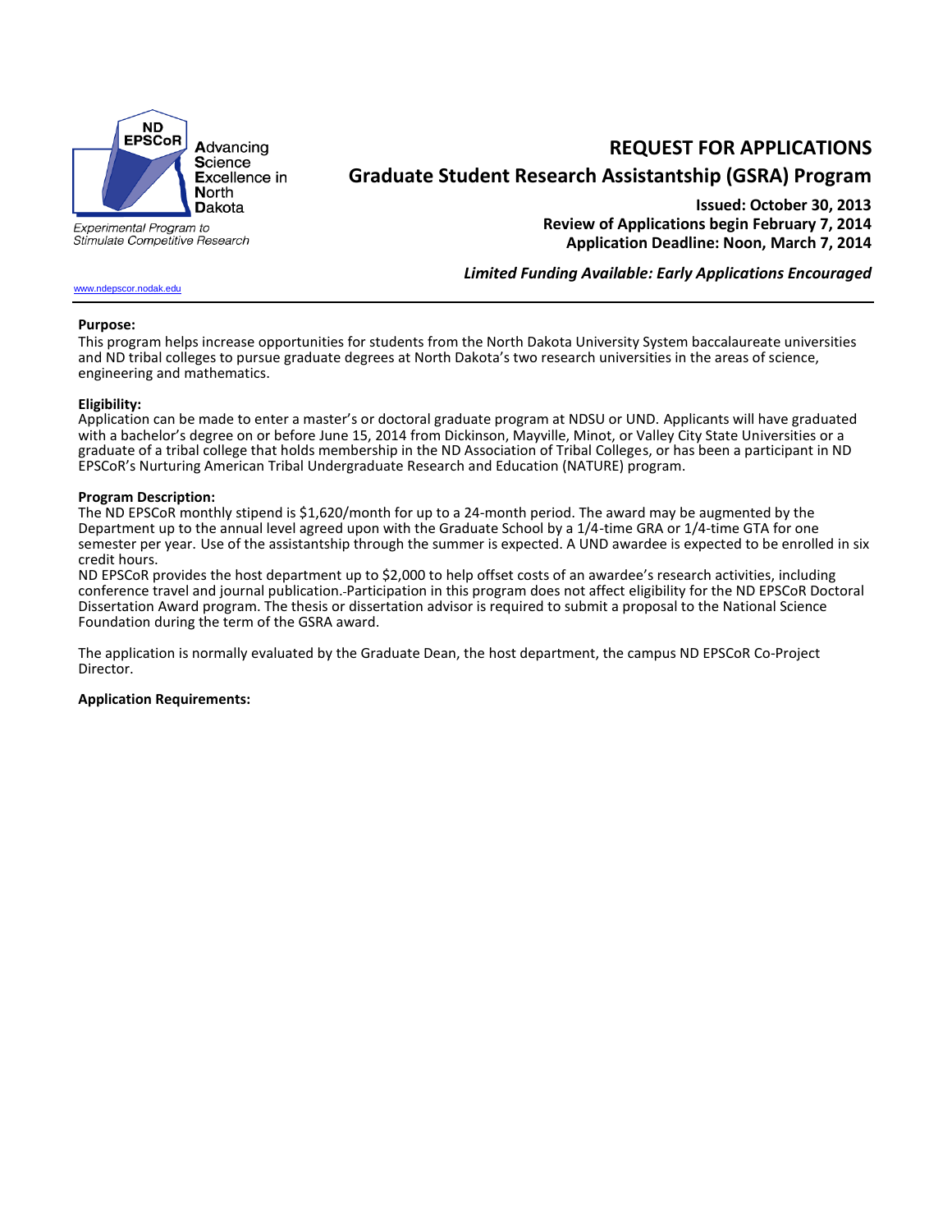ND EPSCoR

**A**dvancing **S**cience **E**xcellence in **N**orth **D**akota

*Experimental Program to Stimulate Competitive Research*

www.ndepscor.nodak.edu

# REQUEST FOR APPLICATIONS

## Graduate Student Research Assistantship (GSRA) Program

**Issued: October 30, 2013**
**Review of Applications begin February 7, 2014**
**Application Deadline: Noon, March 7, 2014**

***Limited Funding Available: Early Applications Encouraged***

---

**Purpose:**

This program helps increase opportunities for students from the North Dakota University System baccalaureate universities and ND tribal colleges to pursue graduate degrees at North Dakota's two research universities in the areas of science, engineering and mathematics.

**Eligibility:**

Application can be made to enter a master's or doctoral graduate program at NDSU or UND. Applicants will have graduated with a bachelor's degree on or before June 15, 2014 from Dickinson, Mayville, Minot, or Valley City State Universities or a graduate of a tribal college that holds membership in the ND Association of Tribal Colleges, or has been a participant in ND EPSCoR's Nurturing American Tribal Undergraduate Research and Education (NATURE) program.

**Program Description:**

The ND EPSCoR monthly stipend is $1,620/month for up to a 24-month period. The award may be augmented by the Department up to the annual level agreed upon with the Graduate School by a 1/4-time GRA or 1/4-time GTA for one semester per year. Use of the assistantship through the summer is expected. A UND awardee is expected to be enrolled in six credit hours.

ND EPSCoR provides the host department up to $2,000 to help offset costs of an awardee's research activities, including conference travel and journal publication. Participation in this program does not affect eligibility for the ND EPSCoR Doctoral Dissertation Award program. The thesis or dissertation advisor is required to submit a proposal to the National Science Foundation during the term of the GSRA award.

The application is normally evaluated by the Graduate Dean, the host department, the campus ND EPSCoR Co-Project Director.

**Application Requirements:**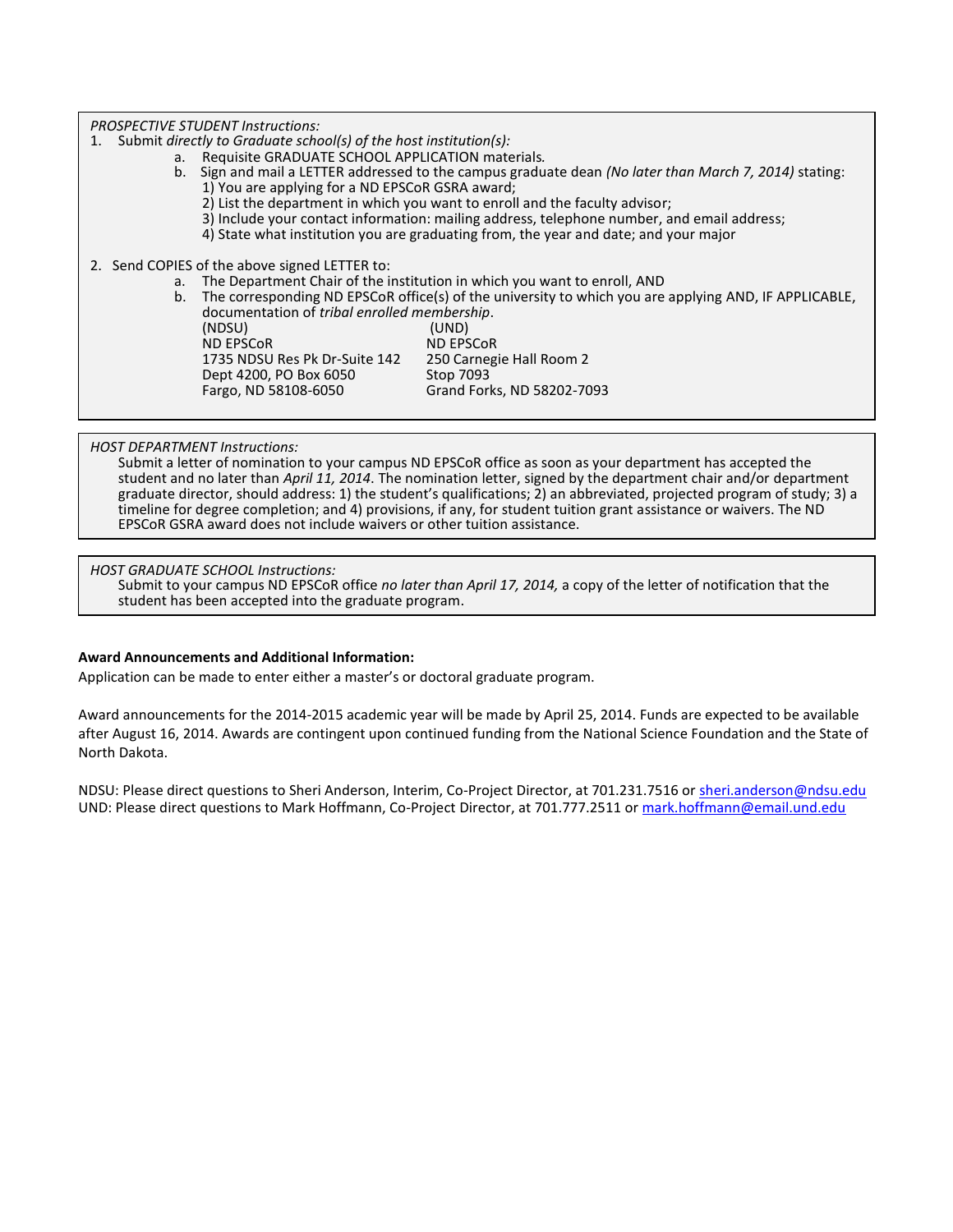*PROSPECTIVE STUDENT Instructions:*

1. Submit *directly to Graduate school(s) of the host institution(s):*
   a. Requisite GRADUATE SCHOOL APPLICATION materials*.*
   b. Sign and mail a LETTER addressed to the campus graduate dean *(No later than March 7, 2014)* stating:
      1) You are applying for a ND EPSCoR GSRA award;
      2) List the department in which you want to enroll and the faculty advisor;
      3) Include your contact information: mailing address, telephone number, and email address;
      4) State what institution you are graduating from, the year and date; and your major

2. Send COPIES of the above signed LETTER to:
   a. The Department Chair of the institution in which you want to enroll, AND
   b. The corresponding ND EPSCoR office(s) of the university to which you are applying AND, IF APPLICABLE, documentation of *tribal enrolled membership*.

| | |
|---|---|
| (NDSU) | (UND) |
| ND EPSCoR | ND EPSCoR |
| 1735 NDSU Res Pk Dr-Suite 142 | 250 Carnegie Hall Room 2 |
| Dept 4200, PO Box 6050 | Stop 7093 |
| Fargo, ND 58108-6050 | Grand Forks, ND 58202-7093 |

*HOST DEPARTMENT Instructions:*

Submit a letter of nomination to your campus ND EPSCoR office as soon as your department has accepted the student and no later than *April 11, 2014*. The nomination letter, signed by the department chair and/or department graduate director, should address: 1) the student's qualifications; 2) an abbreviated, projected program of study; 3) a timeline for degree completion; and 4) provisions, if any, for student tuition grant assistance or waivers. The ND EPSCoR GSRA award does not include waivers or other tuition assistance.

*HOST GRADUATE SCHOOL Instructions:*

Submit to your campus ND EPSCoR office *no later than April 17, 2014,* a copy of the letter of notification that the student has been accepted into the graduate program.

**Award Announcements and Additional Information:**

Application can be made to enter either a master's or doctoral graduate program.

Award announcements for the 2014-2015 academic year will be made by April 25, 2014. Funds are expected to be available after August 16, 2014. Awards are contingent upon continued funding from the National Science Foundation and the State of North Dakota.

NDSU: Please direct questions to Sheri Anderson, Interim, Co-Project Director, at 701.231.7516 or sheri.anderson@ndsu.edu
UND: Please direct questions to Mark Hoffmann, Co-Project Director, at 701.777.2511 or mark.hoffmann@email.und.edu